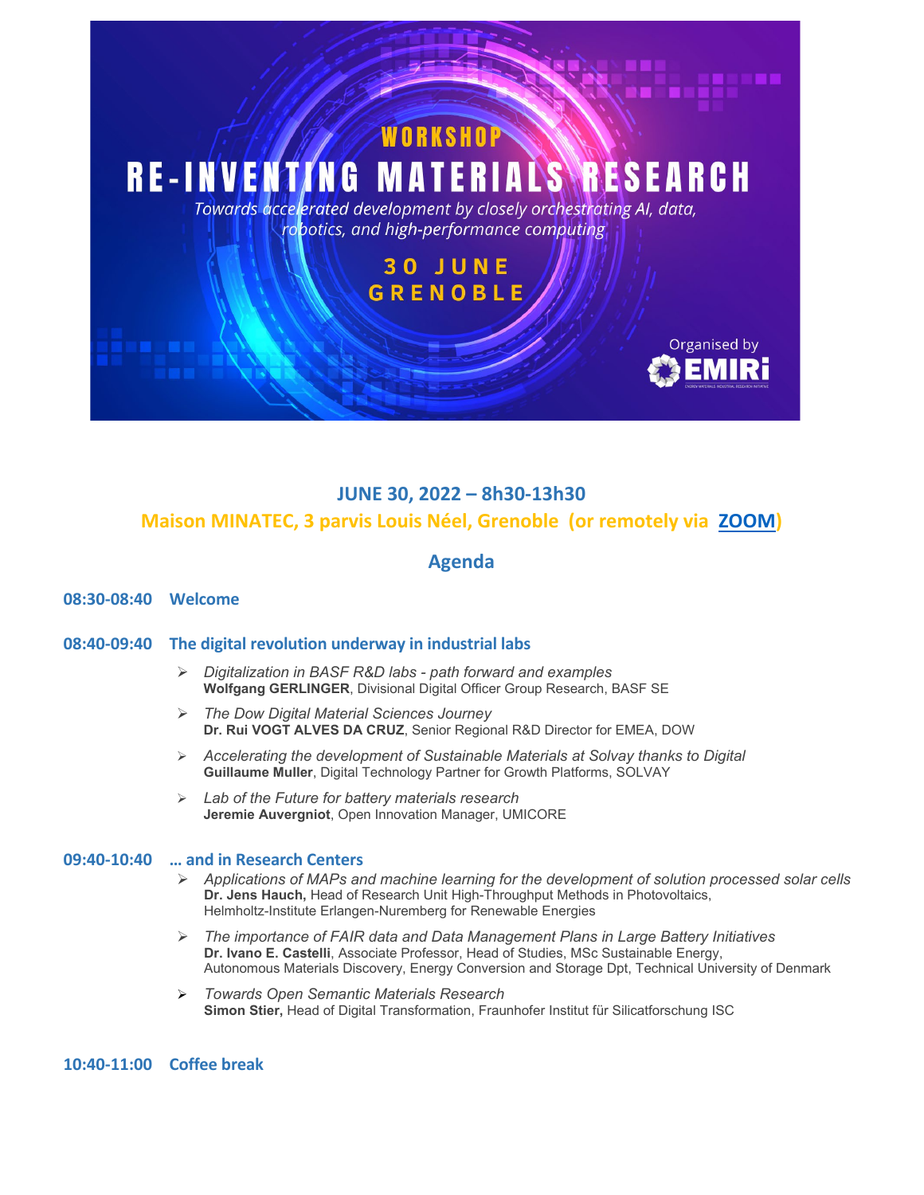WORKSHOP

# RE-INVENTING MATERIALS RESEARCH

*Towards accelerated development by closely orchestrating AI, data, robotics, and high-performance computing*

30 JUNE
GRENOBLE

Organised by EMIRI

## JUNE 30, 2022 – 8h30-13h30

**Maison MINATEC, 3 parvis Louis Néel, Grenoble (or remotely via ZOOM)**

## Agenda

### 08:30-08:40 Welcome

### 08:40-09:40 The digital revolution underway in industrial labs

- *Digitalization in BASF R&D labs - path forward and examples*
  **Wolfgang GERLINGER**, Divisional Digital Officer Group Research, BASF SE
- *The Dow Digital Material Sciences Journey*
  **Dr. Rui VOGT ALVES DA CRUZ**, Senior Regional R&D Director for EMEA, DOW
- *Accelerating the development of Sustainable Materials at Solvay thanks to Digital*
  **Guillaume Muller**, Digital Technology Partner for Growth Platforms, SOLVAY
- *Lab of the Future for battery materials research*
  **Jeremie Auvergniot**, Open Innovation Manager, UMICORE

### 09:40-10:40 … and in Research Centers

- *Applications of MAPs and machine learning for the development of solution processed solar cells*
  **Dr. Jens Hauch,** Head of Research Unit High-Throughput Methods in Photovoltaics, Helmholtz-Institute Erlangen-Nuremberg for Renewable Energies
- *The importance of FAIR data and Data Management Plans in Large Battery Initiatives*
  **Dr. Ivano E. Castelli**, Associate Professor, Head of Studies, MSc Sustainable Energy, Autonomous Materials Discovery, Energy Conversion and Storage Dpt, Technical University of Denmark
- *Towards Open Semantic Materials Research*
  **Simon Stier,** Head of Digital Transformation, Fraunhofer Institut für Silicatforschung ISC

### 10:40-11:00 Coffee break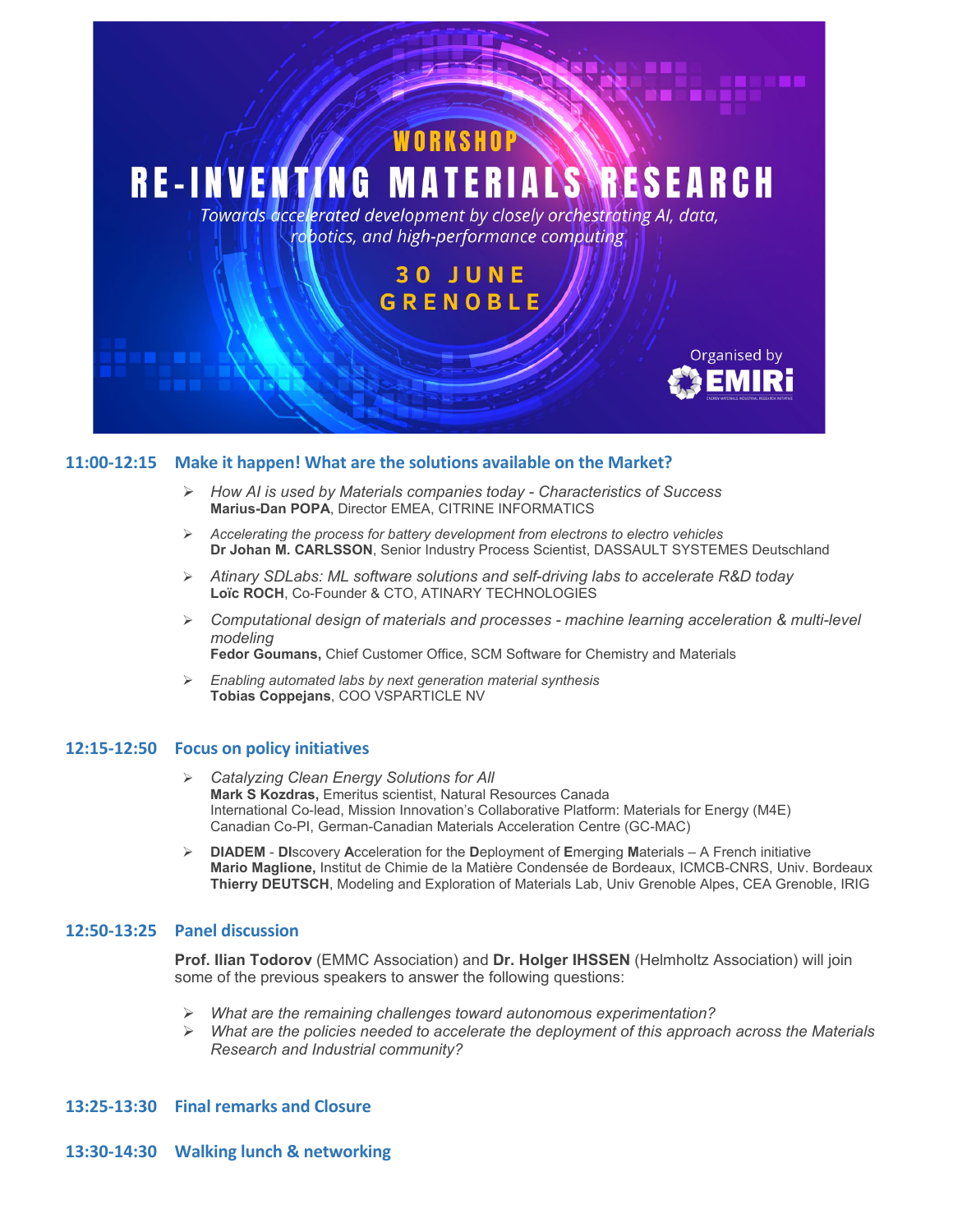# WORKSHOP

# RE-INVENTING MATERIALS RESEARCH

*Towards accelerated development by closely orchestrating AI, data, robotics, and high-performance computing*

**30 JUNE**
**GRENOBLE**

Organised by EMIRi

### 11:00-12:15 Make it happen! What are the solutions available on the Market?

- *How AI is used by Materials companies today - Characteristics of Success*
  **Marius-Dan POPA**, Director EMEA, CITRINE INFORMATICS
- *Accelerating the process for battery development from electrons to electro vehicles*
  **Dr Johan M. CARLSSON**, Senior Industry Process Scientist, DASSAULT SYSTEMES Deutschland
- *Atinary SDLabs: ML software solutions and self-driving labs to accelerate R&D today*
  **Loïc ROCH**, Co-Founder & CTO, ATINARY TECHNOLOGIES
- *Computational design of materials and processes - machine learning acceleration & multi-level modeling*
  **Fedor Goumans,** Chief Customer Office, SCM Software for Chemistry and Materials
- *Enabling automated labs by next generation material synthesis*
  **Tobias Coppejans**, COO VSPARTICLE NV

### 12:15-12:50 Focus on policy initiatives

- *Catalyzing Clean Energy Solutions for All*
  **Mark S Kozdras,** Emeritus scientist, Natural Resources Canada
  International Co-lead, Mission Innovation's Collaborative Platform: Materials for Energy (M4E)
  Canadian Co-PI, German-Canadian Materials Acceleration Centre (GC-MAC)
- **DIADEM** - **DI**scovery **A**cceleration for the **D**eployment of **E**merging **M**aterials – A French initiative
  **Mario Maglione,** Institut de Chimie de la Matière Condensée de Bordeaux, ICMCB-CNRS, Univ. Bordeaux
  **Thierry DEUTSCH**, Modeling and Exploration of Materials Lab, Univ Grenoble Alpes, CEA Grenoble, IRIG

### 12:50-13:25 Panel discussion

**Prof. Ilian Todorov** (EMMC Association) and **Dr. Holger IHSSEN** (Helmholtz Association) will join some of the previous speakers to answer the following questions:

- *What are the remaining challenges toward autonomous experimentation?*
- *What are the policies needed to accelerate the deployment of this approach across the Materials Research and Industrial community?*

### 13:25-13:30 Final remarks and Closure

### 13:30-14:30 Walking lunch & networking